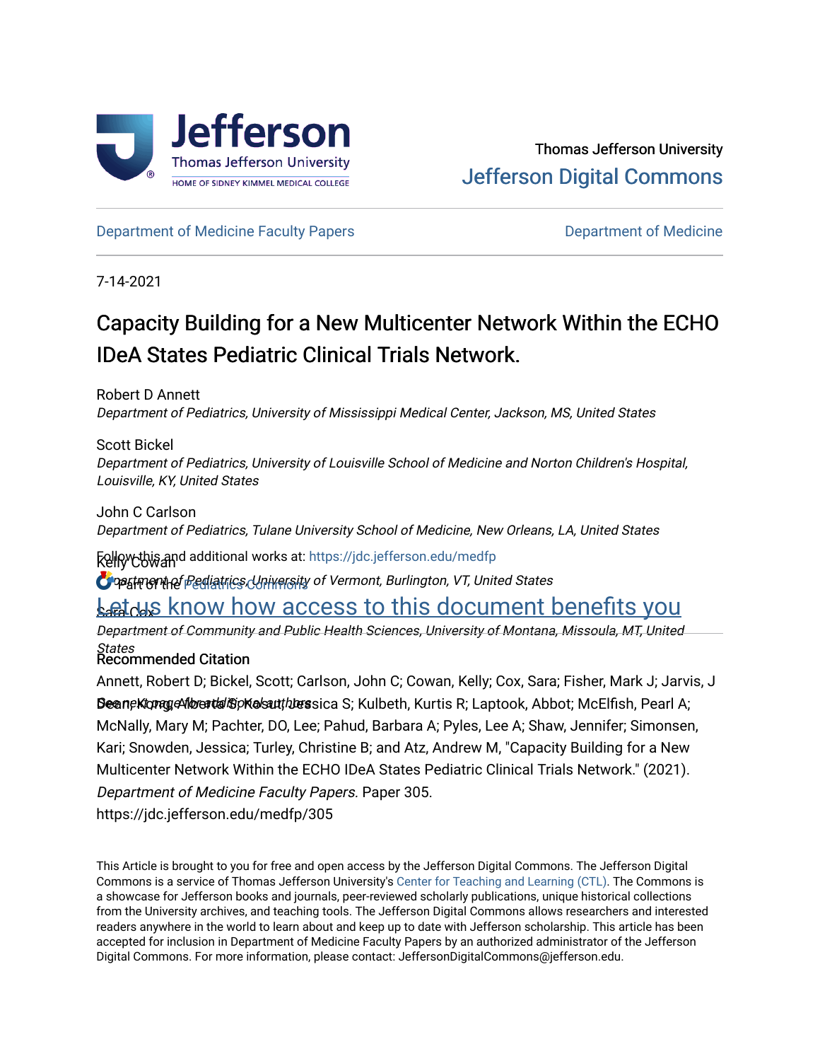Thomas Jefferson University

Jefferson Digital Commons

Department of Medicine Faculty Papers

Department of Medicine

7-14-2021

# Capacity Building for a New Multicenter Network Within the ECHO IDeA States Pediatric Clinical Trials Network.

Robert D Annett
*Department of Pediatrics, University of Mississippi Medical Center, Jackson, MS, United States*

Scott Bickel
*Department of Pediatrics, University of Louisville School of Medicine and Norton Children's Hospital, Louisville, KY, United States*

John C Carlson
*Department of Pediatrics, Tulane University School of Medicine, New Orleans, LA, United States*

Kelly Cowan
*Department of Pediatrics, University of Vermont, Burlington, VT, United States*

Sara Cox
*Department of Community and Public Health Sciences, University of Montana, Missoula, MT, United States*

See next page for additional authors

Follow this and additional works at: https://jdc.jefferson.edu/medfp

Part of the Pediatrics Commons

Let us know how access to this document benefits you

## Recommended Citation

Annett, Robert D; Bickel, Scott; Carlson, John C; Cowan, Kelly; Cox, Sara; Fisher, Mark J; Jarvis, J Dean; Kong, Alberta S; Kosut, Jessica S; Kulbeth, Kurtis R; Laptook, Abbot; McElfish, Pearl A; McNally, Mary M; Pachter, DO, Lee; Pahud, Barbara A; Pyles, Lee A; Shaw, Jennifer; Simonsen, Kari; Snowden, Jessica; Turley, Christine B; and Atz, Andrew M, "Capacity Building for a New Multicenter Network Within the ECHO IDeA States Pediatric Clinical Trials Network." (2021). *Department of Medicine Faculty Papers.* Paper 305.
https://jdc.jefferson.edu/medfp/305

This Article is brought to you for free and open access by the Jefferson Digital Commons. The Jefferson Digital Commons is a service of Thomas Jefferson University's Center for Teaching and Learning (CTL). The Commons is a showcase for Jefferson books and journals, peer-reviewed scholarly publications, unique historical collections from the University archives, and teaching tools. The Jefferson Digital Commons allows researchers and interested readers anywhere in the world to learn about and keep up to date with Jefferson scholarship. This article has been accepted for inclusion in Department of Medicine Faculty Papers by an authorized administrator of the Jefferson Digital Commons. For more information, please contact: JeffersonDigitalCommons@jefferson.edu.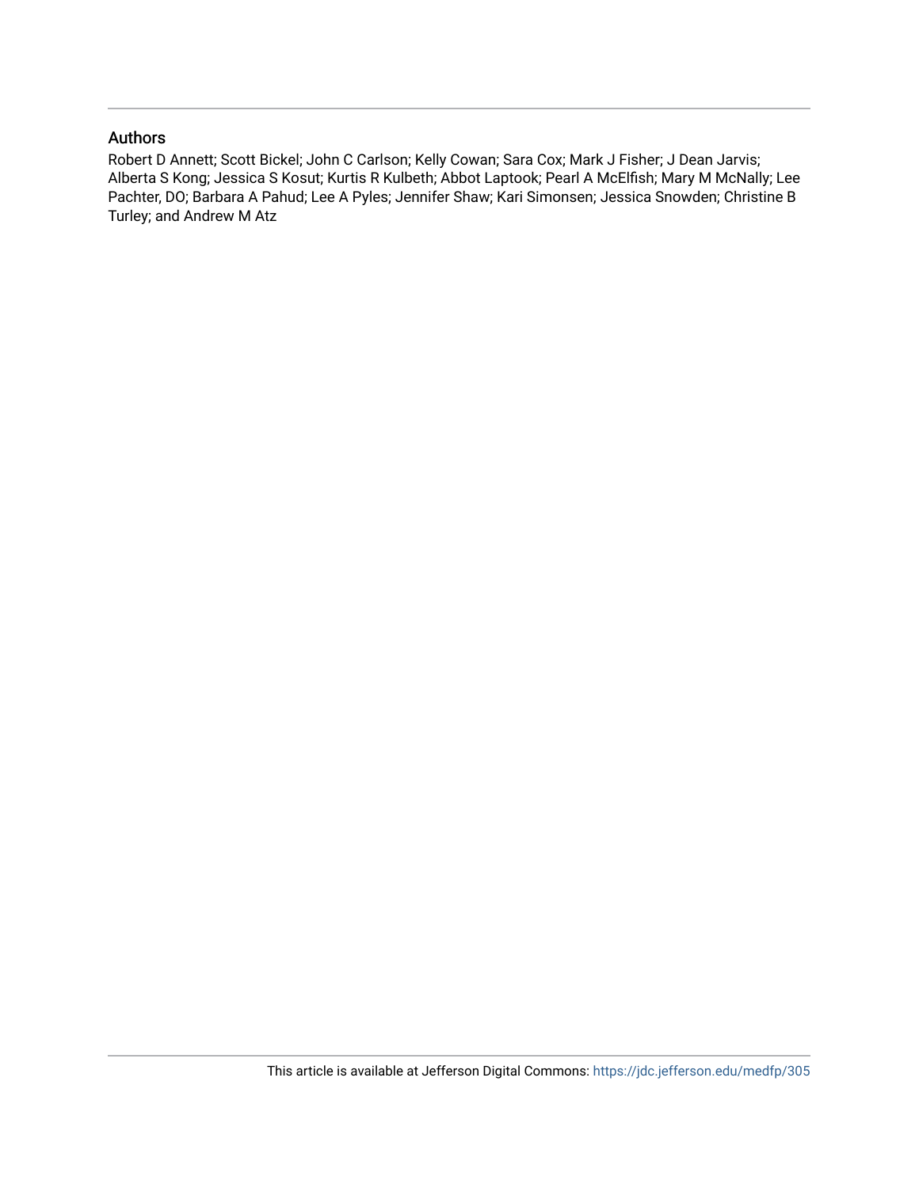## Authors

Robert D Annett; Scott Bickel; John C Carlson; Kelly Cowan; Sara Cox; Mark J Fisher; J Dean Jarvis; Alberta S Kong; Jessica S Kosut; Kurtis R Kulbeth; Abbot Laptook; Pearl A McElfish; Mary M McNally; Lee Pachter, DO; Barbara A Pahud; Lee A Pyles; Jennifer Shaw; Kari Simonsen; Jessica Snowden; Christine B Turley; and Andrew M Atz

This article is available at Jefferson Digital Commons: https://jdc.jefferson.edu/medfp/305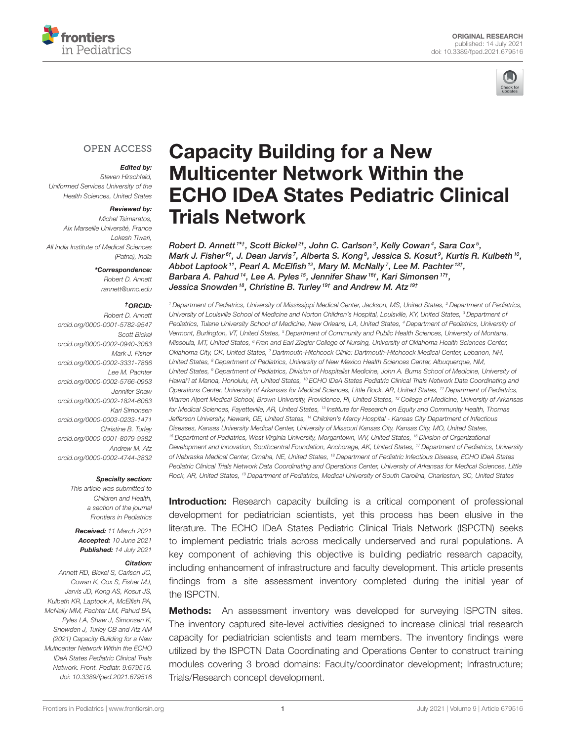OPEN ACCESS

***Edited by:***
Steven Hirschfeld,
Uniformed Services University of the Health Sciences, United States

***Reviewed by:***
Michel Tsimaratos,
Aix Marseille Université, France
Lokesh Tiwari,
All India Institute of Medical Sciences (Patna), India

***\*Correspondence:***
Robert D. Annett
rannett@umc.edu

***†ORCID:***
Robert D. Annett
orcid.org/0000-0001-5782-9547
Scott Bickel
orcid.org/0000-0002-0940-3063
Mark J. Fisher
orcid.org/0000-0002-3331-7886
Lee M. Pachter
orcid.org/0000-0002-5766-0953
Jennifer Shaw
orcid.org/0000-0002-1824-6063
Kari Simonsen
orcid.org/0000-0003-0233-1471
Christine B. Turley
orcid.org/0000-0001-8079-9382
Andrew M. Atz
orcid.org/0000-0002-4744-3832

***Specialty section:***
This article was submitted to Children and Health, a section of the journal Frontiers in Pediatrics

***Received:*** 11 March 2021
***Accepted:*** 10 June 2021
***Published:*** 14 July 2021

***Citation:***
Annett RD, Bickel S, Carlson JC, Cowan K, Cox S, Fisher MJ, Jarvis JD, Kong AS, Kosut JS, Kulbeth KR, Laptook A, McElfish PA, McNally MM, Pachter LM, Pahud BA, Pyles LA, Shaw J, Simonsen K, Snowden J, Turley CB and Atz AM (2021) Capacity Building for a New Multicenter Network Within the ECHO IDeA States Pediatric Clinical Trials Network. Front. Pediatr. 9:679516. doi: 10.3389/fped.2021.679516

ORIGINAL RESEARCH
published: 14 July 2021
doi: 10.3389/fped.2021.679516

# Capacity Building for a New Multicenter Network Within the ECHO IDeA States Pediatric Clinical Trials Network

*Robert D. Annett[1*†], Scott Bickel[2†], John C. Carlson[3], Kelly Cowan[4], Sara Cox[5], Mark J. Fisher[6†], J. Dean Jarvis[7], Alberta S. Kong[8], Jessica S. Kosut[9], Kurtis R. Kulbeth[10], Abbot Laptook[11], Pearl A. McElfish[12], Mary M. McNally[7], Lee M. Pachter[13†], Barbara A. Pahud[14], Lee A. Pyles[15], Jennifer Shaw[16†], Kari Simonsen[17†], Jessica Snowden[18], Christine B. Turley[19†] and Andrew M. Atz[19†]*

[1] Department of Pediatrics, University of Mississippi Medical Center, Jackson, MS, United States, [2] Department of Pediatrics, University of Louisville School of Medicine and Norton Children's Hospital, Louisville, KY, United States, [3] Department of Pediatrics, Tulane University School of Medicine, New Orleans, LA, United States, [4] Department of Pediatrics, University of Vermont, Burlington, VT, United States, [5] Department of Community and Public Health Sciences, University of Montana, Missoula, MT, United States, [6] Fran and Earl Ziegler College of Nursing, University of Oklahoma Health Sciences Center, Oklahoma City, OK, United States, [7] Dartmouth-Hitchcock Clinic: Dartmouth-Hitchcock Medical Center, Lebanon, NH, United States, [8] Department of Pediatrics, University of New Mexico Health Sciences Center, Albuquerque, NM, United States, [9] Department of Pediatrics, Division of Hospitalist Medicine, John A. Burns School of Medicine, University of Hawai'i at Manoa, Honolulu, HI, United States, [10] ECHO IDeA States Pediatric Clinical Trials Network Data Coordinating and Operations Center, University of Arkansas for Medical Sciences, Little Rock, AR, United States, [11] Department of Pediatrics, Warren Alpert Medical School, Brown University, Providence, RI, United States, [12] College of Medicine, University of Arkansas for Medical Sciences, Fayetteville, AR, United States, [13] Institute for Research on Equity and Community Health, Thomas Jefferson University, Newark, DE, United States, [14] Children's Mercy Hospital - Kansas City Department of Infectious Diseases, Kansas University Medical Center, University of Missouri Kansas City, Kansas City, MO, United States, [15] Department of Pediatrics, West Virginia University, Morgantown, WV, United States, [16] Division of Organizational Development and Innovation, Southcentral Foundation, Anchorage, AK, United States, [17] Department of Pediatrics, University of Nebraska Medical Center, Omaha, NE, United States, [18] Department of Pediatric Infectious Disease, ECHO IDeA States Pediatric Clinical Trials Network Data Coordinating and Operations Center, University of Arkansas for Medical Sciences, Little Rock, AR, United States, [19] Department of Pediatrics, Medical University of South Carolina, Charleston, SC, United States

**Introduction:** Research capacity building is a critical component of professional development for pediatrician scientists, yet this process has been elusive in the literature. The ECHO IDeA States Pediatric Clinical Trials Network (ISPCTN) seeks to implement pediatric trials across medically underserved and rural populations. A key component of achieving this objective is building pediatric research capacity, including enhancement of infrastructure and faculty development. This article presents findings from a site assessment inventory completed during the initial year of the ISPCTN.

**Methods:** An assessment inventory was developed for surveying ISPCTN sites. The inventory captured site-level activities designed to increase clinical trial research capacity for pediatrician scientists and team members. The inventory findings were utilized by the ISPCTN Data Coordinating and Operations Center to construct training modules covering 3 broad domains: Faculty/coordinator development; Infrastructure; Trials/Research concept development.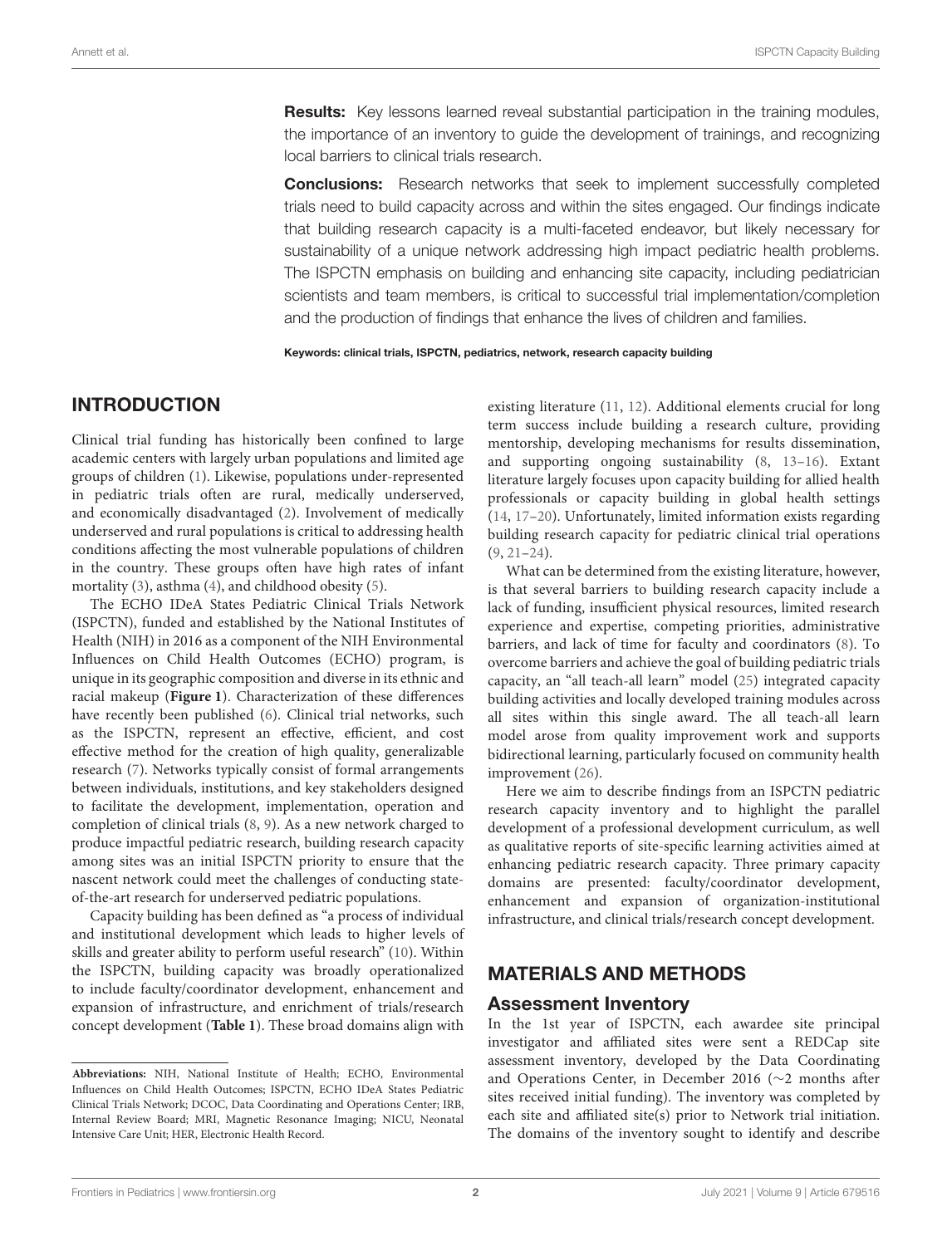**Results:** Key lessons learned reveal substantial participation in the training modules, the importance of an inventory to guide the development of trainings, and recognizing local barriers to clinical trials research.

**Conclusions:** Research networks that seek to implement successfully completed trials need to build capacity across and within the sites engaged. Our findings indicate that building research capacity is a multi-faceted endeavor, but likely necessary for sustainability of a unique network addressing high impact pediatric health problems. The ISPCTN emphasis on building and enhancing site capacity, including pediatrician scientists and team members, is critical to successful trial implementation/completion and the production of findings that enhance the lives of children and families.

**Keywords: clinical trials, ISPCTN, pediatrics, network, research capacity building**

## INTRODUCTION

Clinical trial funding has historically been confined to large academic centers with largely urban populations and limited age groups of children (1). Likewise, populations under-represented in pediatric trials often are rural, medically underserved, and economically disadvantaged (2). Involvement of medically underserved and rural populations is critical to addressing health conditions affecting the most vulnerable populations of children in the country. These groups often have high rates of infant mortality (3), asthma (4), and childhood obesity (5).

The ECHO IDeA States Pediatric Clinical Trials Network (ISPCTN), funded and established by the National Institutes of Health (NIH) in 2016 as a component of the NIH Environmental Influences on Child Health Outcomes (ECHO) program, is unique in its geographic composition and diverse in its ethnic and racial makeup (**Figure 1**). Characterization of these differences have recently been published (6). Clinical trial networks, such as the ISPCTN, represent an effective, efficient, and cost effective method for the creation of high quality, generalizable research (7). Networks typically consist of formal arrangements between individuals, institutions, and key stakeholders designed to facilitate the development, implementation, operation and completion of clinical trials (8, 9). As a new network charged to produce impactful pediatric research, building research capacity among sites was an initial ISPCTN priority to ensure that the nascent network could meet the challenges of conducting state-of-the-art research for underserved pediatric populations.

Capacity building has been defined as "a process of individual and institutional development which leads to higher levels of skills and greater ability to perform useful research" (10). Within the ISPCTN, building capacity was broadly operationalized to include faculty/coordinator development, enhancement and expansion of infrastructure, and enrichment of trials/research concept development (**Table 1**). These broad domains align with existing literature (11, 12). Additional elements crucial for long term success include building a research culture, providing mentorship, developing mechanisms for results dissemination, and supporting ongoing sustainability (8, 13–16). Extant literature largely focuses upon capacity building for allied health professionals or capacity building in global health settings (14, 17–20). Unfortunately, limited information exists regarding building research capacity for pediatric clinical trial operations (9, 21–24).

What can be determined from the existing literature, however, is that several barriers to building research capacity include a lack of funding, insufficient physical resources, limited research experience and expertise, competing priorities, administrative barriers, and lack of time for faculty and coordinators (8). To overcome barriers and achieve the goal of building pediatric trials capacity, an "all teach-all learn" model (25) integrated capacity building activities and locally developed training modules across all sites within this single award. The all teach-all learn model arose from quality improvement work and supports bidirectional learning, particularly focused on community health improvement (26).

Here we aim to describe findings from an ISPCTN pediatric research capacity inventory and to highlight the parallel development of a professional development curriculum, as well as qualitative reports of site-specific learning activities aimed at enhancing pediatric research capacity. Three primary capacity domains are presented: faculty/coordinator development, enhancement and expansion of organization-institutional infrastructure, and clinical trials/research concept development.

## MATERIALS AND METHODS

### Assessment Inventory

In the 1st year of ISPCTN, each awardee site principal investigator and affiliated sites were sent a REDCap site assessment inventory, developed by the Data Coordinating and Operations Center, in December 2016 (~2 months after sites received initial funding). The inventory was completed by each site and affiliated site(s) prior to Network trial initiation. The domains of the inventory sought to identify and describe

**Abbreviations:** NIH, National Institute of Health; ECHO, Environmental Influences on Child Health Outcomes; ISPCTN, ECHO IDeA States Pediatric Clinical Trials Network; DCOC, Data Coordinating and Operations Center; IRB, Internal Review Board; MRI, Magnetic Resonance Imaging; NICU, Neonatal Intensive Care Unit; HER, Electronic Health Record.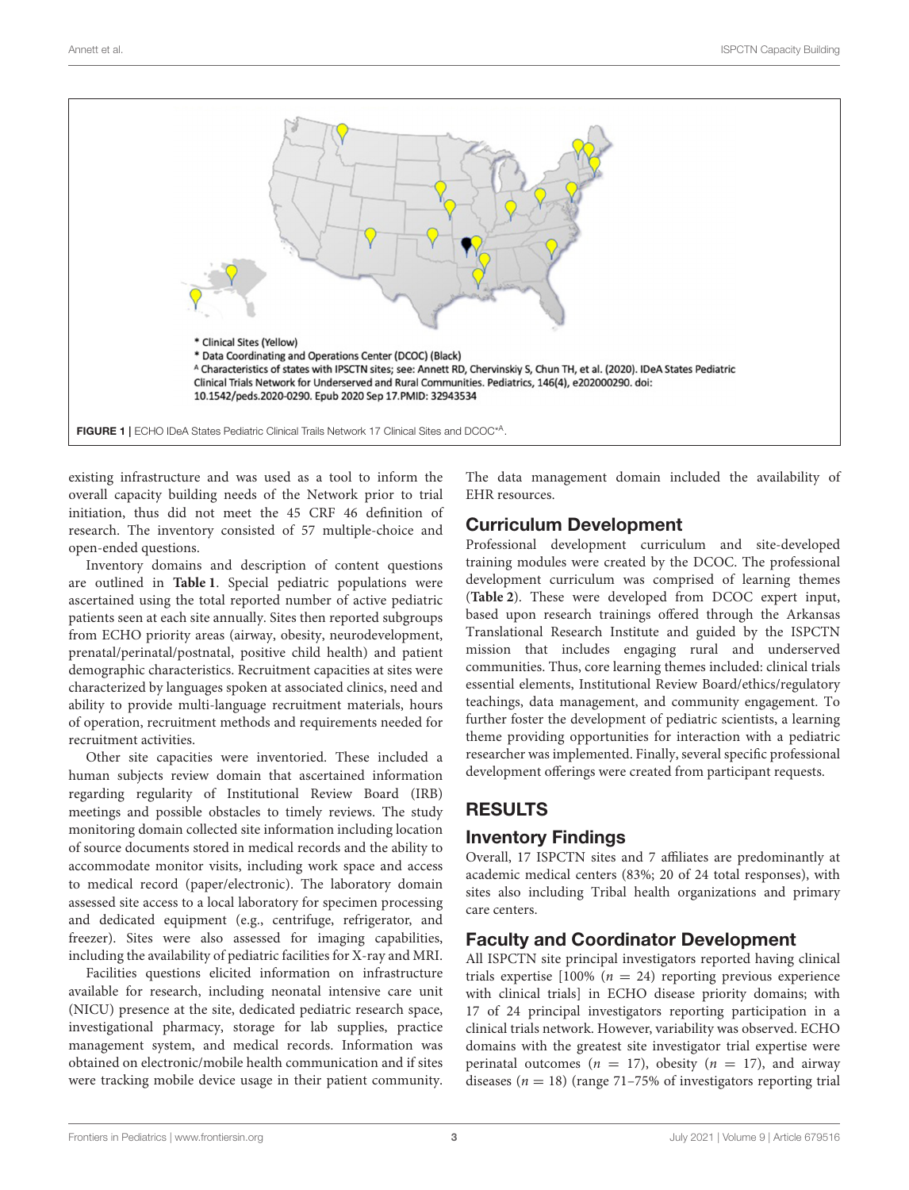* Clinical Sites (Yellow)
* Data Coordinating and Operations Center (DCOC) (Black)
[A] Characteristics of states with IPSCTN sites; see: Annett RD, Chervinskiy S, Chun TH, et al. (2020). IDeA States Pediatric Clinical Trials Network for Underserved and Rural Communities. Pediatrics, 146(4), e202000290. doi: 10.1542/peds.2020-0290. Epub 2020 Sep 17.PMID: 32943534

**FIGURE 1** | ECHO IDeA States Pediatric Clinical Trails Network 17 Clinical Sites and DCOC*[A].

existing infrastructure and was used as a tool to inform the overall capacity building needs of the Network prior to trial initiation, thus did not meet the 45 CRF 46 definition of research. The inventory consisted of 57 multiple-choice and open-ended questions.

Inventory domains and description of content questions are outlined in **Table 1**. Special pediatric populations were ascertained using the total reported number of active pediatric patients seen at each site annually. Sites then reported subgroups from ECHO priority areas (airway, obesity, neurodevelopment, prenatal/perinatal/postnatal, positive child health) and patient demographic characteristics. Recruitment capacities at sites were characterized by languages spoken at associated clinics, need and ability to provide multi-language recruitment materials, hours of operation, recruitment methods and requirements needed for recruitment activities.

Other site capacities were inventoried. These included a human subjects review domain that ascertained information regarding regularity of Institutional Review Board (IRB) meetings and possible obstacles to timely reviews. The study monitoring domain collected site information including location of source documents stored in medical records and the ability to accommodate monitor visits, including work space and access to medical record (paper/electronic). The laboratory domain assessed site access to a local laboratory for specimen processing and dedicated equipment (e.g., centrifuge, refrigerator, and freezer). Sites were also assessed for imaging capabilities, including the availability of pediatric facilities for X-ray and MRI.

Facilities questions elicited information on infrastructure available for research, including neonatal intensive care unit (NICU) presence at the site, dedicated pediatric research space, investigational pharmacy, storage for lab supplies, practice management system, and medical records. Information was obtained on electronic/mobile health communication and if sites were tracking mobile device usage in their patient community. The data management domain included the availability of EHR resources.

## Curriculum Development

Professional development curriculum and site-developed training modules were created by the DCOC. The professional development curriculum was comprised of learning themes (**Table 2**). These were developed from DCOC expert input, based upon research trainings offered through the Arkansas Translational Research Institute and guided by the ISPCTN mission that includes engaging rural and underserved communities. Thus, core learning themes included: clinical trials essential elements, Institutional Review Board/ethics/regulatory teachings, data management, and community engagement. To further foster the development of pediatric scientists, a learning theme providing opportunities for interaction with a pediatric researcher was implemented. Finally, several specific professional development offerings were created from participant requests.

# RESULTS

## Inventory Findings

Overall, 17 ISPCTN sites and 7 affiliates are predominantly at academic medical centers (83%; 20 of 24 total responses), with sites also including Tribal health organizations and primary care centers.

## Faculty and Coordinator Development

All ISPCTN site principal investigators reported having clinical trials expertise [100% ($n$ = 24) reporting previous experience with clinical trials] in ECHO disease priority domains; with 17 of 24 principal investigators reporting participation in a clinical trials network. However, variability was observed. ECHO domains with the greatest site investigator trial expertise were perinatal outcomes ($n$ = 17), obesity ($n$ = 17), and airway diseases ($n$ = 18) (range 71–75% of investigators reporting trial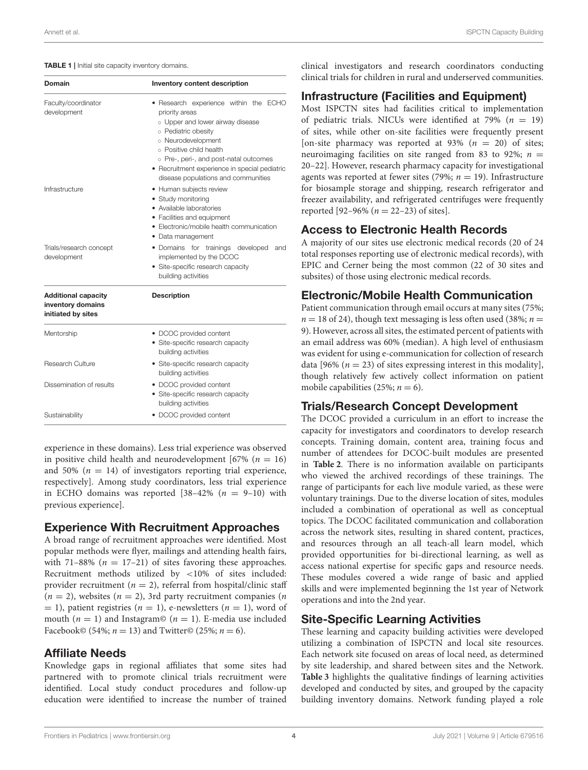**TABLE 1** | Initial site capacity inventory domains.

| Domain | Inventory content description |
|---|---|
| Faculty/coordinator development | • Research experience within the ECHO priority areas<br>◦ Upper and lower airway disease<br>◦ Pediatric obesity<br>◦ Neurodevelopment<br>◦ Positive child health<br>◦ Pre-, peri-, and post-natal outcomes<br>• Recruitment experience in special pediatric disease populations and communities |
| Infrastructure | • Human subjects review<br>• Study monitoring<br>• Available laboratories<br>• Facilities and equipment<br>• Electronic/mobile health communication<br>• Data management |
| Trials/research concept development | • Domains for trainings developed and implemented by the DCOC<br>• Site-specific research capacity building activities |
| **Additional capacity inventory domains initiated by sites** | **Description** |
| Mentorship | • DCOC provided content<br>• Site-specific research capacity building activities |
| Research Culture | • Site-specific research capacity building activities |
| Dissemination of results | • DCOC provided content<br>• Site-specific research capacity building activities |
| Sustainability | • DCOC provided content |

experience in these domains). Less trial experience was observed in positive child health and neurodevelopment [67% ($n = 16$) and 50% ($n = 14$) of investigators reporting trial experience, respectively]. Among study coordinators, less trial experience in ECHO domains was reported [38–42% ($n = 9$–$10$) with previous experience].

## Experience With Recruitment Approaches

A broad range of recruitment approaches were identified. Most popular methods were flyer, mailings and attending health fairs, with 71–88% ($n = 17$–$21$) of sites favoring these approaches. Recruitment methods utilized by <10% of sites included: provider recruitment ($n = 2$), referral from hospital/clinic staff ($n = 2$), websites ($n = 2$), 3rd party recruitment companies ($n = 1$), patient registries ($n = 1$), e-newsletters ($n = 1$), word of mouth ($n = 1$) and Instagram© ($n = 1$). E-media use included Facebook© (54%; $n = 13$) and Twitter© (25%; $n = 6$).

## Affiliate Needs

Knowledge gaps in regional affiliates that some sites had partnered with to promote clinical trials recruitment were identified. Local study conduct procedures and follow-up education were identified to increase the number of trained clinical investigators and research coordinators conducting clinical trials for children in rural and underserved communities.

## Infrastructure (Facilities and Equipment)

Most ISPCTN sites had facilities critical to implementation of pediatric trials. NICUs were identified at 79% ($n = 19$) of sites, while other on-site facilities were frequently present [on-site pharmacy was reported at 93% ($n = 20$) of sites; neuroimaging facilities on site ranged from 83 to 92%; $n = 20$–$22$]. However, research pharmacy capacity for investigational agents was reported at fewer sites (79%; $n = 19$). Infrastructure for biosample storage and shipping, research refrigerator and freezer availability, and refrigerated centrifuges were frequently reported [92–96% ($n = 22$–$23$) of sites].

## Access to Electronic Health Records

A majority of our sites use electronic medical records (20 of 24 total responses reporting use of electronic medical records), with EPIC and Cerner being the most common (22 of 30 sites and subsites) of those using electronic medical records.

## Electronic/Mobile Health Communication

Patient communication through email occurs at many sites (75%; $n = 18$ of 24), though text messaging is less often used (38%; $n = 9$). However, across all sites, the estimated percent of patients with an email address was 60% (median). A high level of enthusiasm was evident for using e-communication for collection of research data [96% ($n = 23$) of sites expressing interest in this modality], though relatively few actively collect information on patient mobile capabilities (25%; $n = 6$).

## Trials/Research Concept Development

The DCOC provided a curriculum in an effort to increase the capacity for investigators and coordinators to develop research concepts. Training domain, content area, training focus and number of attendees for DCOC-built modules are presented in **Table 2**. There is no information available on participants who viewed the archived recordings of these trainings. The range of participants for each live module varied, as these were voluntary trainings. Due to the diverse location of sites, modules included a combination of operational as well as conceptual topics. The DCOC facilitated communication and collaboration across the network sites, resulting in shared content, practices, and resources through an all teach-all learn model, which provided opportunities for bi-directional learning, as well as access national expertise for specific gaps and resource needs. These modules covered a wide range of basic and applied skills and were implemented beginning the 1st year of Network operations and into the 2nd year.

## Site-Specific Learning Activities

These learning and capacity building activities were developed utilizing a combination of ISPCTN and local site resources. Each network site focused on areas of local need, as determined by site leadership, and shared between sites and the Network. **Table 3** highlights the qualitative findings of learning activities developed and conducted by sites, and grouped by the capacity building inventory domains. Network funding played a role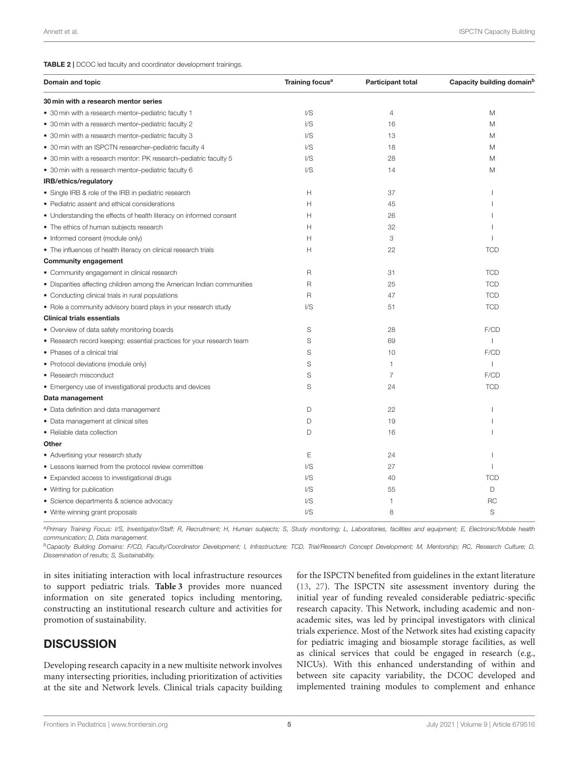**TABLE 2** | DCOC led faculty and coordinator development trainings.

| Domain and topic | Training focus[a] | Participant total | Capacity building domain[b] |
|---|---|---|---|
| **30 min with a research mentor series** | | | |
| • 30 min with a research mentor–pediatric faculty 1 | I/S | 4 | M |
| • 30 min with a research mentor–pediatric faculty 2 | I/S | 16 | M |
| • 30 min with a research mentor–pediatric faculty 3 | I/S | 13 | M |
| • 30 min with an ISPCTN researcher–pediatric faculty 4 | I/S | 18 | M |
| • 30 min with a research mentor: PK research–pediatric faculty 5 | I/S | 28 | M |
| • 30 min with a research mentor–pediatric faculty 6 | I/S | 14 | M |
| **IRB/ethics/regulatory** | | | |
| • Single IRB & role of the IRB in pediatric research | H | 37 | I |
| • Pediatric assent and ethical considerations | H | 45 | I |
| • Understanding the effects of health literacy on informed consent | H | 26 | I |
| • The ethics of human subjects research | H | 32 | I |
| • Informed consent (module only) | H | 3 | I |
| • The influences of health literacy on clinical research trials | H | 22 | TCD |
| **Community engagement** | | | |
| • Community engagement in clinical research | R | 31 | TCD |
| • Disparities affecting children among the American Indian communities | R | 25 | TCD |
| • Conducting clinical trials in rural populations | R | 47 | TCD |
| • Role a community advisory board plays in your research study | I/S | 51 | TCD |
| **Clinical trials essentials** | | | |
| • Overview of data safety monitoring boards | S | 28 | F/CD |
| • Research record keeping: essential practices for your research team | S | 69 | I |
| • Phases of a clinical trial | S | 10 | F/CD |
| • Protocol deviations (module only) | S | 1 | I |
| • Research misconduct | S | 7 | F/CD |
| • Emergency use of investigational products and devices | S | 24 | TCD |
| **Data management** | | | |
| • Data definition and data management | D | 22 | I |
| • Data management at clinical sites | D | 19 | I |
| • Reliable data collection | D | 16 | I |
| **Other** | | | |
| • Advertising your research study | E | 24 | I |
| • Lessons learned from the protocol review committee | I/S | 27 | I |
| • Expanded access to investigational drugs | I/S | 40 | TCD |
| • Writing for publication | I/S | 55 | D |
| • Science departments & science advocacy | I/S | 1 | RC |
| • Write winning grant proposals | I/S | 8 | S |

[a]*Primary Training Focus: I/S, Investigator/Staff; R, Recruitment; H, Human subjects; S, Study monitoring; L, Laboratories, facilities and equipment; E, Electronic/Mobile health communication; D, Data management.*

[b]*Capacity Building Domains: F/CD, Faculty/Coordinator Development; I, Infrastructure; TCD, Trial/Research Concept Development; M, Mentorship; RC, Research Culture; D, Dissemination of results; S, Sustainability.*

in sites initiating interaction with local infrastructure resources to support pediatric trials. **Table 3** provides more nuanced information on site generated topics including mentoring, constructing an institutional research culture and activities for promotion of sustainability.

## DISCUSSION

Developing research capacity in a new multisite network involves many intersecting priorities, including prioritization of activities at the site and Network levels. Clinical trials capacity building for the ISPCTN benefited from guidelines in the extant literature (13, 27). The ISPCTN site assessment inventory during the initial year of funding revealed considerable pediatric-specific research capacity. This Network, including academic and non-academic sites, was led by principal investigators with clinical trials experience. Most of the Network sites had existing capacity for pediatric imaging and biosample storage facilities, as well as clinical services that could be engaged in research (e.g., NICUs). With this enhanced understanding of within and between site capacity variability, the DCOC developed and implemented training modules to complement and enhance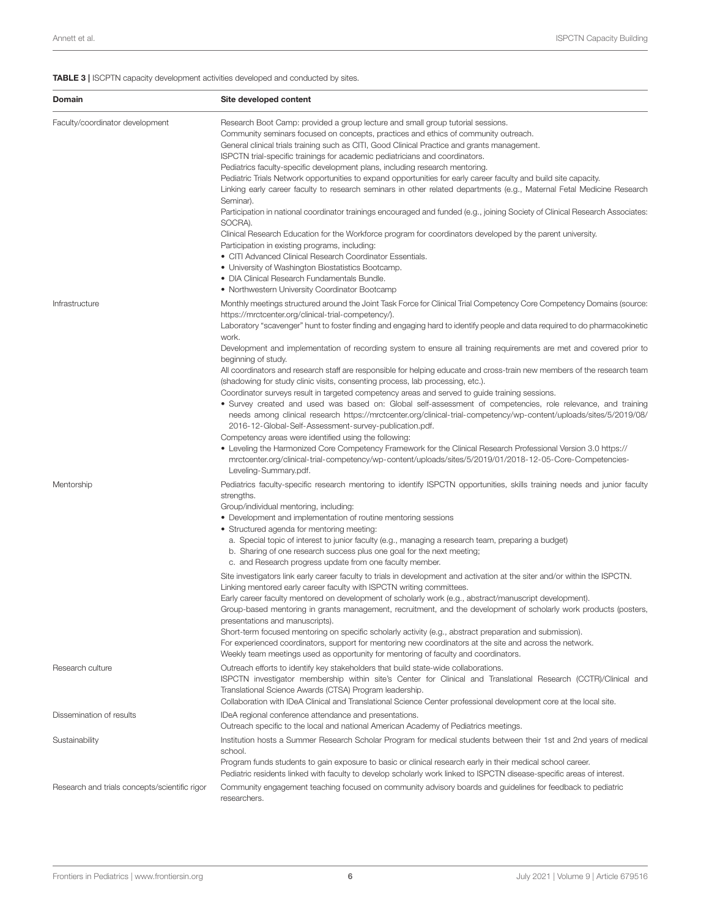**TABLE 3 |** ISCPTN capacity development activities developed and conducted by sites.

| Domain | Site developed content |
|---|---|
| Faculty/coordinator development | Research Boot Camp: provided a group lecture and small group tutorial sessions.<br>Community seminars focused on concepts, practices and ethics of community outreach.<br>General clinical trials training such as CITI, Good Clinical Practice and grants management.<br>ISPCTN trial-specific trainings for academic pediatricians and coordinators.<br>Pediatrics faculty-specific development plans, including research mentoring.<br>Pediatric Trials Network opportunities to expand opportunities for early career faculty and build site capacity.<br>Linking early career faculty to research seminars in other related departments (e.g., Maternal Fetal Medicine Research Seminar).<br>Participation in national coordinator trainings encouraged and funded (e.g., joining Society of Clinical Research Associates: SOCRA).<br>Clinical Research Education for the Workforce program for coordinators developed by the parent university.<br>Participation in existing programs, including:<br>• CITI Advanced Clinical Research Coordinator Essentials.<br>• University of Washington Biostatistics Bootcamp.<br>• DIA Clinical Research Fundamentals Bundle.<br>• Northwestern University Coordinator Bootcamp |
| Infrastructure | Monthly meetings structured around the Joint Task Force for Clinical Trial Competency Core Competency Domains (source: https://mrctcenter.org/clinical-trial-competency/).<br>Laboratory "scavenger" hunt to foster finding and engaging hard to identify people and data required to do pharmacokinetic work.<br>Development and implementation of recording system to ensure all training requirements are met and covered prior to beginning of study.<br>All coordinators and research staff are responsible for helping educate and cross-train new members of the research team (shadowing for study clinic visits, consenting process, lab processing, etc.).<br>Coordinator surveys result in targeted competency areas and served to guide training sessions.<br>• Survey created and used was based on: Global self-assessment of competencies, role relevance, and training needs among clinical research https://mrctcenter.org/clinical-trial-competency/wp-content/uploads/sites/5/2019/08/2016-12-Global-Self-Assessment-survey-publication.pdf.<br>Competency areas were identified using the following:<br>• Leveling the Harmonized Core Competency Framework for the Clinical Research Professional Version 3.0 https://mrctcenter.org/clinical-trial-competency/wp-content/uploads/sites/5/2019/01/2018-12-05-Core-Competencies-Leveling-Summary.pdf. |
| Mentorship | Pediatrics faculty-specific research mentoring to identify ISPCTN opportunities, skills training needs and junior faculty strengths.<br>Group/individual mentoring, including:<br>• Development and implementation of routine mentoring sessions<br>• Structured agenda for mentoring meeting:<br>a. Special topic of interest to junior faculty (e.g., managing a research team, preparing a budget)<br>b. Sharing of one research success plus one goal for the next meeting;<br>c. and Research progress update from one faculty member.<br>Site investigators link early career faculty to trials in development and activation at the siter and/or within the ISPCTN.<br>Linking mentored early career faculty with ISPCTN writing committees.<br>Early career faculty mentored on development of scholarly work (e.g., abstract/manuscript development).<br>Group-based mentoring in grants management, recruitment, and the development of scholarly work products (posters, presentations and manuscripts).<br>Short-term focused mentoring on specific scholarly activity (e.g., abstract preparation and submission).<br>For experienced coordinators, support for mentoring new coordinators at the site and across the network.<br>Weekly team meetings used as opportunity for mentoring of faculty and coordinators. |
| Research culture | Outreach efforts to identify key stakeholders that build state-wide collaborations.<br>ISPCTN investigator membership within site's Center for Clinical and Translational Research (CCTR)/Clinical and Translational Science Awards (CTSA) Program leadership.<br>Collaboration with IDeA Clinical and Translational Science Center professional development core at the local site. |
| Dissemination of results | IDeA regional conference attendance and presentations.<br>Outreach specific to the local and national American Academy of Pediatrics meetings. |
| Sustainability | Institution hosts a Summer Research Scholar Program for medical students between their 1st and 2nd years of medical school.<br>Program funds students to gain exposure to basic or clinical research early in their medical school career.<br>Pediatric residents linked with faculty to develop scholarly work linked to ISPCTN disease-specific areas of interest. |
| Research and trials concepts/scientific rigor | Community engagement teaching focused on community advisory boards and guidelines for feedback to pediatric researchers. |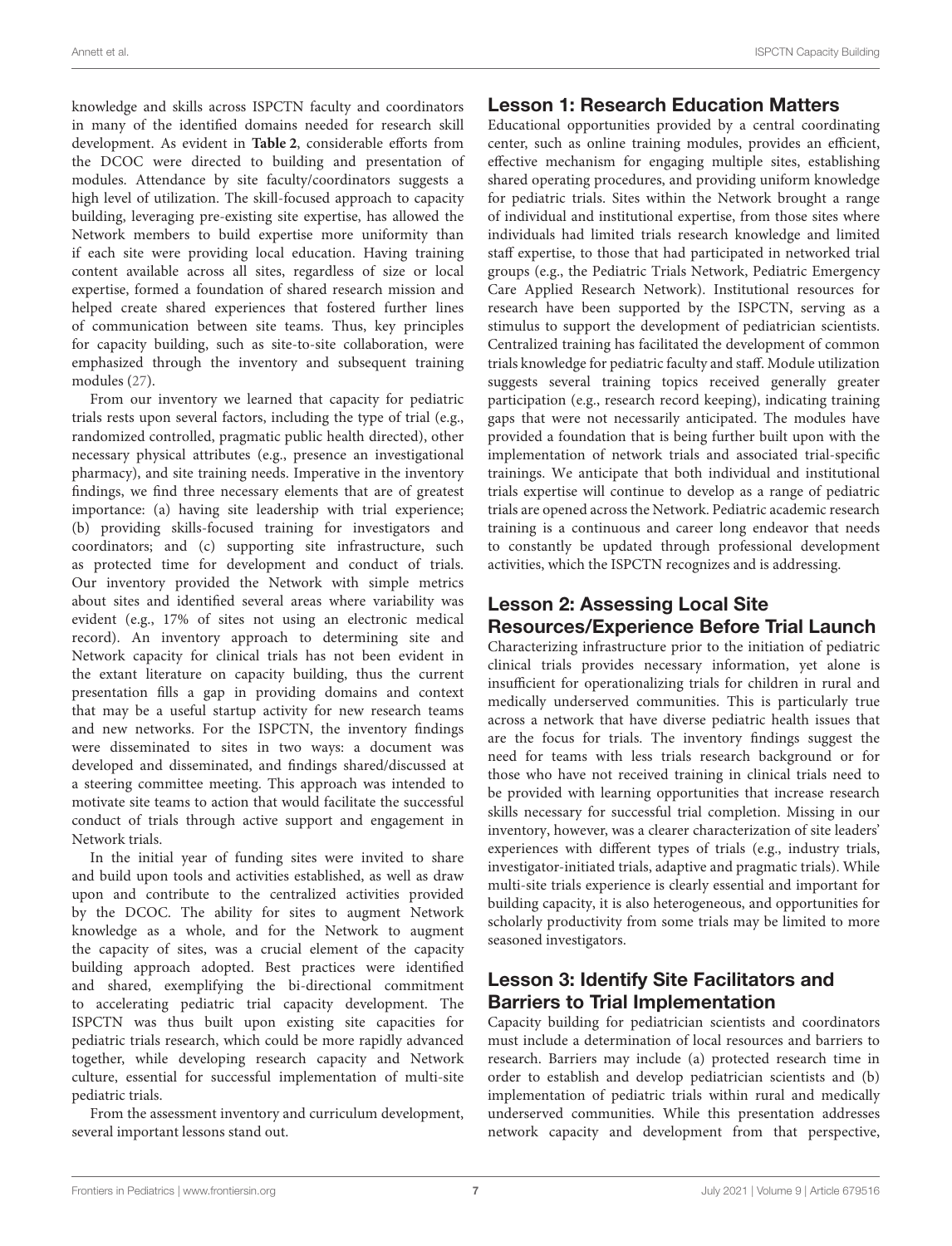knowledge and skills across ISPCTN faculty and coordinators in many of the identified domains needed for research skill development. As evident in **Table 2**, considerable efforts from the DCOC were directed to building and presentation of modules. Attendance by site faculty/coordinators suggests a high level of utilization. The skill-focused approach to capacity building, leveraging pre-existing site expertise, has allowed the Network members to build expertise more uniformity than if each site were providing local education. Having training content available across all sites, regardless of size or local expertise, formed a foundation of shared research mission and helped create shared experiences that fostered further lines of communication between site teams. Thus, key principles for capacity building, such as site-to-site collaboration, were emphasized through the inventory and subsequent training modules (27).

From our inventory we learned that capacity for pediatric trials rests upon several factors, including the type of trial (e.g., randomized controlled, pragmatic public health directed), other necessary physical attributes (e.g., presence an investigational pharmacy), and site training needs. Imperative in the inventory findings, we find three necessary elements that are of greatest importance: (a) having site leadership with trial experience; (b) providing skills-focused training for investigators and coordinators; and (c) supporting site infrastructure, such as protected time for development and conduct of trials. Our inventory provided the Network with simple metrics about sites and identified several areas where variability was evident (e.g., 17% of sites not using an electronic medical record). An inventory approach to determining site and Network capacity for clinical trials has not been evident in the extant literature on capacity building, thus the current presentation fills a gap in providing domains and context that may be a useful startup activity for new research teams and new networks. For the ISPCTN, the inventory findings were disseminated to sites in two ways: a document was developed and disseminated, and findings shared/discussed at a steering committee meeting. This approach was intended to motivate site teams to action that would facilitate the successful conduct of trials through active support and engagement in Network trials.

In the initial year of funding sites were invited to share and build upon tools and activities established, as well as draw upon and contribute to the centralized activities provided by the DCOC. The ability for sites to augment Network knowledge as a whole, and for the Network to augment the capacity of sites, was a crucial element of the capacity building approach adopted. Best practices were identified and shared, exemplifying the bi-directional commitment to accelerating pediatric trial capacity development. The ISPCTN was thus built upon existing site capacities for pediatric trials research, which could be more rapidly advanced together, while developing research capacity and Network culture, essential for successful implementation of multi-site pediatric trials.

From the assessment inventory and curriculum development, several important lessons stand out.

## Lesson 1: Research Education Matters

Educational opportunities provided by a central coordinating center, such as online training modules, provides an efficient, effective mechanism for engaging multiple sites, establishing shared operating procedures, and providing uniform knowledge for pediatric trials. Sites within the Network brought a range of individual and institutional expertise, from those sites where individuals had limited trials research knowledge and limited staff expertise, to those that had participated in networked trial groups (e.g., the Pediatric Trials Network, Pediatric Emergency Care Applied Research Network). Institutional resources for research have been supported by the ISPCTN, serving as a stimulus to support the development of pediatrician scientists. Centralized training has facilitated the development of common trials knowledge for pediatric faculty and staff. Module utilization suggests several training topics received generally greater participation (e.g., research record keeping), indicating training gaps that were not necessarily anticipated. The modules have provided a foundation that is being further built upon with the implementation of network trials and associated trial-specific trainings. We anticipate that both individual and institutional trials expertise will continue to develop as a range of pediatric trials are opened across the Network. Pediatric academic research training is a continuous and career long endeavor that needs to constantly be updated through professional development activities, which the ISPCTN recognizes and is addressing.

## Lesson 2: Assessing Local Site Resources/Experience Before Trial Launch

Characterizing infrastructure prior to the initiation of pediatric clinical trials provides necessary information, yet alone is insufficient for operationalizing trials for children in rural and medically underserved communities. This is particularly true across a network that have diverse pediatric health issues that are the focus for trials. The inventory findings suggest the need for teams with less trials research background or for those who have not received training in clinical trials need to be provided with learning opportunities that increase research skills necessary for successful trial completion. Missing in our inventory, however, was a clearer characterization of site leaders' experiences with different types of trials (e.g., industry trials, investigator-initiated trials, adaptive and pragmatic trials). While multi-site trials experience is clearly essential and important for building capacity, it is also heterogeneous, and opportunities for scholarly productivity from some trials may be limited to more seasoned investigators.

## Lesson 3: Identify Site Facilitators and Barriers to Trial Implementation

Capacity building for pediatrician scientists and coordinators must include a determination of local resources and barriers to research. Barriers may include (a) protected research time in order to establish and develop pediatrician scientists and (b) implementation of pediatric trials within rural and medically underserved communities. While this presentation addresses network capacity and development from that perspective,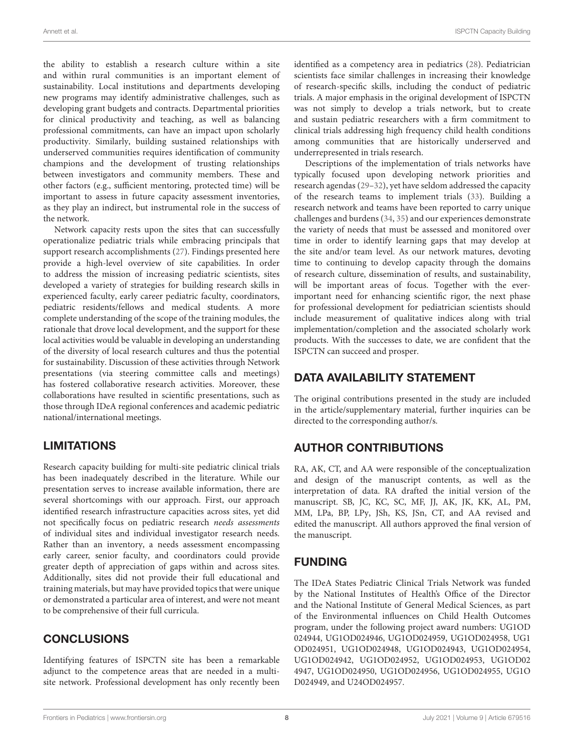the ability to establish a research culture within a site and within rural communities is an important element of sustainability. Local institutions and departments developing new programs may identify administrative challenges, such as developing grant budgets and contracts. Departmental priorities for clinical productivity and teaching, as well as balancing professional commitments, can have an impact upon scholarly productivity. Similarly, building sustained relationships with underserved communities requires identification of community champions and the development of trusting relationships between investigators and community members. These and other factors (e.g., sufficient mentoring, protected time) will be important to assess in future capacity assessment inventories, as they play an indirect, but instrumental role in the success of the network.

Network capacity rests upon the sites that can successfully operationalize pediatric trials while embracing principals that support research accomplishments (27). Findings presented here provide a high-level overview of site capabilities. In order to address the mission of increasing pediatric scientists, sites developed a variety of strategies for building research skills in experienced faculty, early career pediatric faculty, coordinators, pediatric residents/fellows and medical students. A more complete understanding of the scope of the training modules, the rationale that drove local development, and the support for these local activities would be valuable in developing an understanding of the diversity of local research cultures and thus the potential for sustainability. Discussion of these activities through Network presentations (via steering committee calls and meetings) has fostered collaborative research activities. Moreover, these collaborations have resulted in scientific presentations, such as those through IDeA regional conferences and academic pediatric national/international meetings.

## LIMITATIONS

Research capacity building for multi-site pediatric clinical trials has been inadequately described in the literature. While our presentation serves to increase available information, there are several shortcomings with our approach. First, our approach identified research infrastructure capacities across sites, yet did not specifically focus on pediatric research *needs assessments* of individual sites and individual investigator research needs. Rather than an inventory, a needs assessment encompassing early career, senior faculty, and coordinators could provide greater depth of appreciation of gaps within and across sites. Additionally, sites did not provide their full educational and training materials, but may have provided topics that were unique or demonstrated a particular area of interest, and were not meant to be comprehensive of their full curricula.

## CONCLUSIONS

Identifying features of ISPCTN site has been a remarkable adjunct to the competence areas that are needed in a multi-site network. Professional development has only recently been identified as a competency area in pediatrics (28). Pediatrician scientists face similar challenges in increasing their knowledge of research-specific skills, including the conduct of pediatric trials. A major emphasis in the original development of ISPCTN was not simply to develop a trials network, but to create and sustain pediatric researchers with a firm commitment to clinical trials addressing high frequency child health conditions among communities that are historically underserved and underrepresented in trials research.

Descriptions of the implementation of trials networks have typically focused upon developing network priorities and research agendas (29–32), yet have seldom addressed the capacity of the research teams to implement trials (33). Building a research network and teams have been reported to carry unique challenges and burdens (34, 35) and our experiences demonstrate the variety of needs that must be assessed and monitored over time in order to identify learning gaps that may develop at the site and/or team level. As our network matures, devoting time to continuing to develop capacity through the domains of research culture, dissemination of results, and sustainability, will be important areas of focus. Together with the ever-important need for enhancing scientific rigor, the next phase for professional development for pediatrician scientists should include measurement of qualitative indices along with trial implementation/completion and the associated scholarly work products. With the successes to date, we are confident that the ISPCTN can succeed and prosper.

## DATA AVAILABILITY STATEMENT

The original contributions presented in the study are included in the article/supplementary material, further inquiries can be directed to the corresponding author/s.

## AUTHOR CONTRIBUTIONS

RA, AK, CT, and AA were responsible of the conceptualization and design of the manuscript contents, as well as the interpretation of data. RA drafted the initial version of the manuscript. SB, JC, KC, SC, MF, JJ, AK, JK, KK, AL, PM, MM, LPa, BP, LPy, JSh, KS, JSn, CT, and AA revised and edited the manuscript. All authors approved the final version of the manuscript.

## FUNDING

The IDeA States Pediatric Clinical Trials Network was funded by the National Institutes of Health's Office of the Director and the National Institute of General Medical Sciences, as part of the Environmental influences on Child Health Outcomes program, under the following project award numbers: UG1OD024944, UG1OD024946, UG1OD024959, UG1OD024958, UG1OD024951, UG1OD024948, UG1OD024943, UG1OD024954, UG1OD024942, UG1OD024952, UG1OD024953, UG1OD024947, UG1OD024950, UG1OD024956, UG1OD024955, UG1OD024949, and U24OD024957.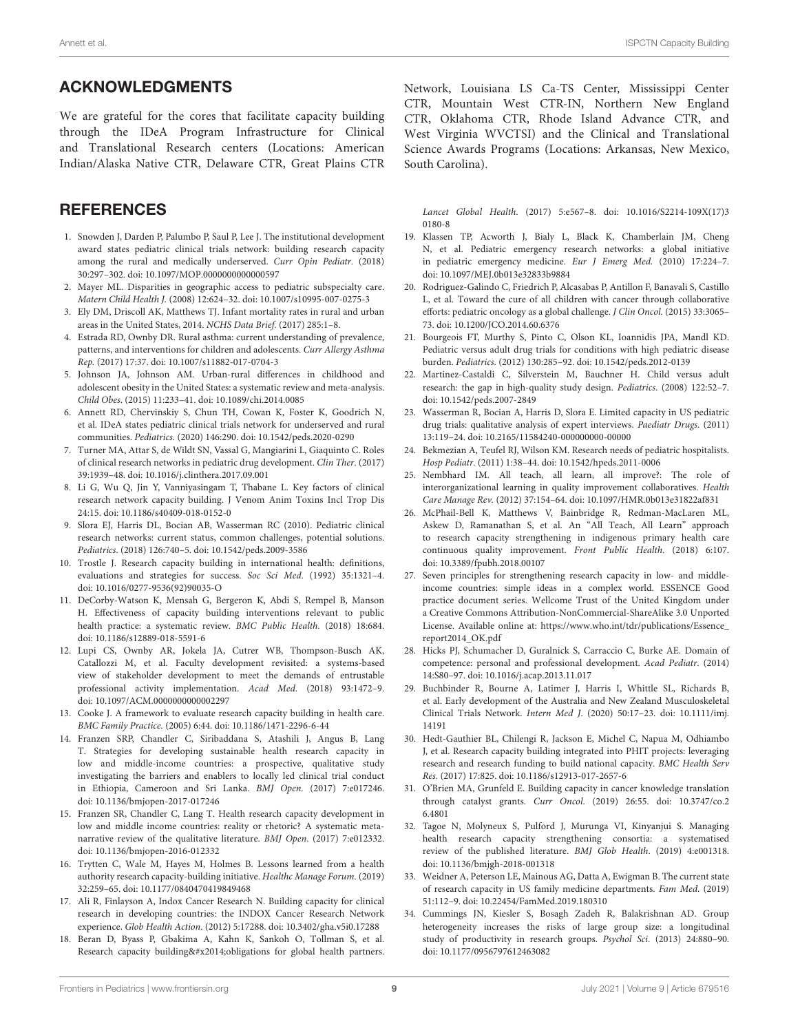## ACKNOWLEDGMENTS

We are grateful for the cores that facilitate capacity building through the IDeA Program Infrastructure for Clinical and Translational Research centers (Locations: American Indian/Alaska Native CTR, Delaware CTR, Great Plains CTR Network, Louisiana LS Ca-TS Center, Mississippi Center CTR, Mountain West CTR-IN, Northern New England CTR, Oklahoma CTR, Rhode Island Advance CTR, and West Virginia WVCTSI) and the Clinical and Translational Science Awards Programs (Locations: Arkansas, New Mexico, South Carolina).

## REFERENCES

1. Snowden J, Darden P, Palumbo P, Saul P, Lee J. The institutional development award states pediatric clinical trials network: building research capacity among the rural and medically underserved. *Curr Opin Pediatr.* (2018) 30:297–302. doi: 10.1097/MOP.0000000000000597
2. Mayer ML. Disparities in geographic access to pediatric subspecialty care. *Matern Child Health J.* (2008) 12:624–32. doi: 10.1007/s10995-007-0275-3
3. Ely DM, Driscoll AK, Matthews TJ. Infant mortality rates in rural and urban areas in the United States, 2014. *NCHS Data Brief.* (2017) 285:1–8.
4. Estrada RD, Ownby DR. Rural asthma: current understanding of prevalence, patterns, and interventions for children and adolescents. *Curr Allergy Asthma Rep.* (2017) 17:37. doi: 10.1007/s11882-017-0704-3
5. Johnson JA, Johnson AM. Urban-rural differences in childhood and adolescent obesity in the United States: a systematic review and meta-analysis. *Child Obes.* (2015) 11:233–41. doi: 10.1089/chi.2014.0085
6. Annett RD, Chervinskiy S, Chun TH, Cowan K, Foster K, Goodrich N, et al. IDeA states pediatric clinical trials network for underserved and rural communities. *Pediatrics.* (2020) 146:290. doi: 10.1542/peds.2020-0290
7. Turner MA, Attar S, de Wildt SN, Vassal G, Mangiarini L, Giaquinto C. Roles of clinical research networks in pediatric drug development. *Clin Ther.* (2017) 39:1939–48. doi: 10.1016/j.clinthera.2017.09.001
8. Li G, Wu Q, Jin Y, Vanniyasingam T, Thabane L. Key factors of clinical research network capacity building. J Venom Anim Toxins Incl Trop Dis 24:15. doi: 10.1186/s40409-018-0152-0
9. Slora EJ, Harris DL, Bocian AB, Wasserman RC (2010). Pediatric clinical research networks: current status, common challenges, potential solutions. *Pediatrics.* (2018) 126:740–5. doi: 10.1542/peds.2009-3586
10. Trostle J. Research capacity building in international health: definitions, evaluations and strategies for success. *Soc Sci Med.* (1992) 35:1321–4. doi: 10.1016/0277-9536(92)90035-O
11. DeCorby-Watson K, Mensah G, Bergeron K, Abdi S, Rempel B, Manson H. Effectiveness of capacity building interventions relevant to public health practice: a systematic review. *BMC Public Health.* (2018) 18:684. doi: 10.1186/s12889-018-5591-6
12. Lupi CS, Ownby AR, Jokela JA, Cutrer WB, Thompson-Busch AK, Catallozzi M, et al. Faculty development revisited: a systems-based view of stakeholder development to meet the demands of entrustable professional activity implementation. *Acad Med.* (2018) 93:1472–9. doi: 10.1097/ACM.0000000000002297
13. Cooke J. A framework to evaluate research capacity building in health care. *BMC Family Practice.* (2005) 6:44. doi: 10.1186/1471-2296-6-44
14. Franzen SRP, Chandler C, Siribaddana S, Atashili J, Angus B, Lang T. Strategies for developing sustainable health research capacity in low and middle-income countries: a prospective, qualitative study investigating the barriers and enablers to locally led clinical trial conduct in Ethiopia, Cameroon and Sri Lanka. *BMJ Open.* (2017) 7:e017246. doi: 10.1136/bmjopen-2017-017246
15. Franzen SR, Chandler C, Lang T. Health research capacity development in low and middle income countries: reality or rhetoric? A systematic meta-narrative review of the qualitative literature. *BMJ Open.* (2017) 7:e012332. doi: 10.1136/bmjopen-2016-012332
16. Trytten C, Wale M, Hayes M, Holmes B. Lessons learned from a health authority research capacity-building initiative. *Healthc Manage Forum.* (2019) 32:259–65. doi: 10.1177/0840470419849468
17. Ali R, Finlayson A, Indox Cancer Research N. Building capacity for clinical research in developing countries: the INDOX Cancer Research Network experience. *Glob Health Action.* (2012) 5:17288. doi: 10.3402/gha.v5i0.17288
18. Beran D, Byass P, Gbakima A, Kahn K, Sankoh O, Tollman S, et al. Research capacity building&#x2014;obligations for global health partners. *Lancet Global Health.* (2017) 5:e567–8. doi: 10.1016/S2214-109X(17)30180-8
19. Klassen TP, Acworth J, Bialy L, Black K, Chamberlain JM, Cheng N, et al. Pediatric emergency research networks: a global initiative in pediatric emergency medicine. *Eur J Emerg Med.* (2010) 17:224–7. doi: 10.1097/MEJ.0b013e32833b9884
20. Rodriguez-Galindo C, Friedrich P, Alcasabas P, Antillon F, Banavali S, Castillo L, et al. Toward the cure of all children with cancer through collaborative efforts: pediatric oncology as a global challenge. *J Clin Oncol.* (2015) 33:3065–73. doi: 10.1200/JCO.2014.60.6376
21. Bourgeois FT, Murthy S, Pinto C, Olson KL, Ioannidis JPA, Mandl KD. Pediatric versus adult drug trials for conditions with high pediatric disease burden. *Pediatrics.* (2012) 130:285–92. doi: 10.1542/peds.2012-0139
22. Martinez-Castaldi C, Silverstein M, Bauchner H. Child versus adult research: the gap in high-quality study design. *Pediatrics.* (2008) 122:52–7. doi: 10.1542/peds.2007-2849
23. Wasserman R, Bocian A, Harris D, Slora E. Limited capacity in US pediatric drug trials: qualitative analysis of expert interviews. *Paediatr Drugs.* (2011) 13:119–24. doi: 10.2165/11584240-000000000-00000
24. Bekmezian A, Teufel RJ, Wilson KM. Research needs of pediatric hospitalists. *Hosp Pediatr.* (2011) 1:38–44. doi: 10.1542/hpeds.2011-0006
25. Nembhard IM. All teach, all learn, all improve?: The role of interorganizational learning in quality improvement collaboratives. *Health Care Manage Rev.* (2012) 37:154–64. doi: 10.1097/HMR.0b013e31822af831
26. McPhail-Bell K, Matthews V, Bainbridge R, Redman-MacLaren ML, Askew D, Ramanathan S, et al. An "All Teach, All Learn" approach to research capacity strengthening in indigenous primary health care continuous quality improvement. *Front Public Health.* (2018) 6:107. doi: 10.3389/fpubh.2018.00107
27. Seven principles for strengthening research capacity in low- and middle-income countries: simple ideas in a complex world. ESSENCE Good practice document series. Wellcome Trust of the United Kingdom under a Creative Commons Attribution-NonCommercial-ShareAlike 3.0 Unported License. Available online at: https://www.who.int/tdr/publications/Essence_report2014_OK.pdf
28. Hicks PJ, Schumacher D, Guralnick S, Carraccio C, Burke AE. Domain of competence: personal and professional development. *Acad Pediatr.* (2014) 14:S80–97. doi: 10.1016/j.acap.2013.11.017
29. Buchbinder R, Bourne A, Latimer J, Harris I, Whittle SL, Richards B, et al. Early development of the Australia and New Zealand Musculoskeletal Clinical Trials Network. *Intern Med J.* (2020) 50:17–23. doi: 10.1111/imj.14191
30. Hedt-Gauthier BL, Chilengi R, Jackson E, Michel C, Napua M, Odhiambo J, et al. Research capacity building integrated into PHIT projects: leveraging research and research funding to build national capacity. *BMC Health Serv Res.* (2017) 17:825. doi: 10.1186/s12913-017-2657-6
31. O'Brien MA, Grunfeld E. Building capacity in cancer knowledge translation through catalyst grants. *Curr Oncol.* (2019) 26:55. doi: 10.3747/co.26.4801
32. Tagoe N, Molyneux S, Pulford J, Murunga VI, Kinyanjui S. Managing health research capacity strengthening consortia: a systematised review of the published literature. *BMJ Glob Health.* (2019) 4:e001318. doi: 10.1136/bmjgh-2018-001318
33. Weidner A, Peterson LE, Mainous AG, Datta A, Ewigman B. The current state of research capacity in US family medicine departments. *Fam Med.* (2019) 51:112–9. doi: 10.22454/FamMed.2019.180310
34. Cummings JN, Kiesler S, Bosagh Zadeh R, Balakrishnan AD. Group heterogeneity increases the risks of large group size: a longitudinal study of productivity in research groups. *Psychol Sci.* (2013) 24:880–90. doi: 10.1177/0956797612463082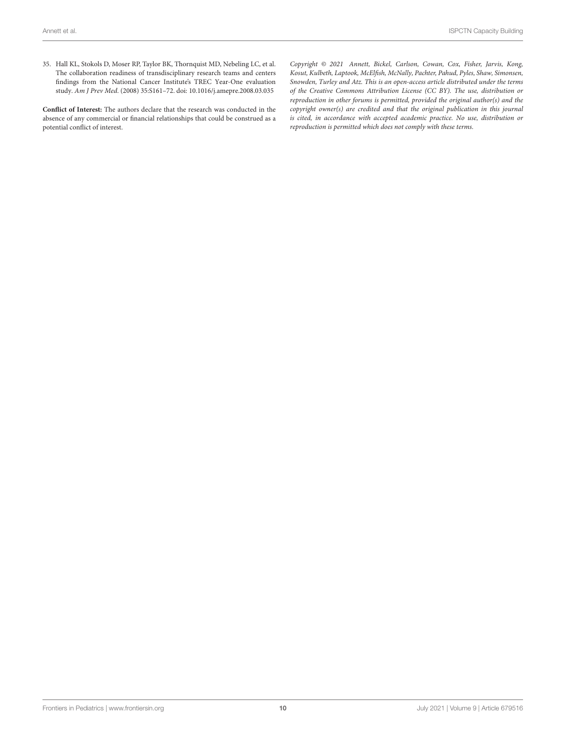35. Hall KL, Stokols D, Moser RP, Taylor BK, Thornquist MD, Nebeling LC, et al. The collaboration readiness of transdisciplinary research teams and centers findings from the National Cancer Institute's TREC Year-One evaluation study. *Am J Prev Med*. (2008) 35:S161–72. doi: 10.1016/j.amepre.2008.03.035

**Conflict of Interest:** The authors declare that the research was conducted in the absence of any commercial or financial relationships that could be construed as a potential conflict of interest.

*Copyright © 2021 Annett, Bickel, Carlson, Cowan, Cox, Fisher, Jarvis, Kong, Kosut, Kulbeth, Laptook, McElfish, McNally, Pachter, Pahud, Pyles, Shaw, Simonsen, Snowden, Turley and Atz. This is an open-access article distributed under the terms of the Creative Commons Attribution License (CC BY). The use, distribution or reproduction in other forums is permitted, provided the original author(s) and the copyright owner(s) are credited and that the original publication in this journal is cited, in accordance with accepted academic practice. No use, distribution or reproduction is permitted which does not comply with these terms.*